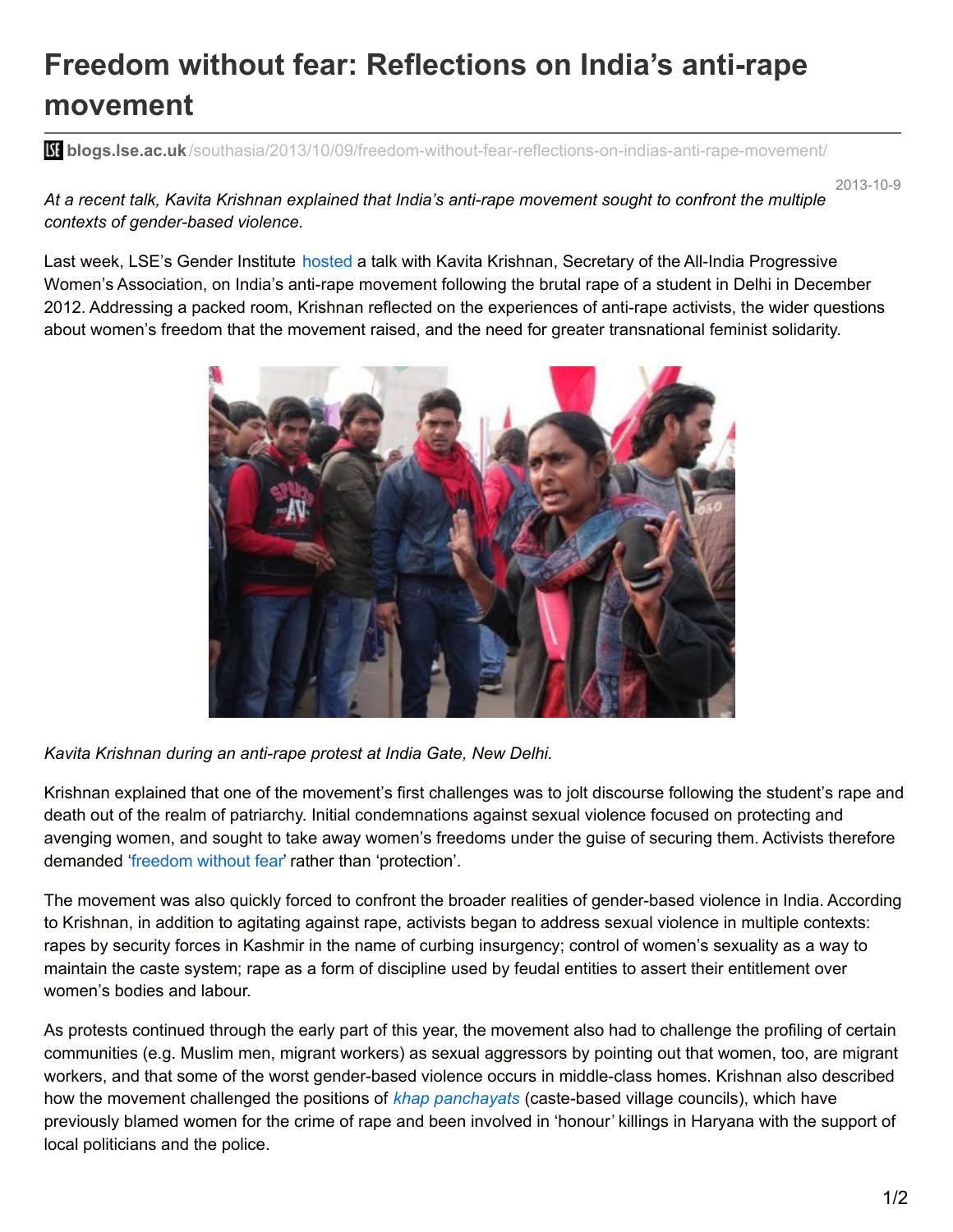# Freedom without fear: Reflections on India's anti-rape movement

blogs.lse.ac.uk/southasia/2013/10/09/freedom-without-fear-reflections-on-indias-anti-rape-movement/

2013-10-9

*At a recent talk, Kavita Krishnan explained that India's anti-rape movement sought to confront the multiple contexts of gender-based violence.*

Last week, LSE's Gender Institute hosted a talk with Kavita Krishnan, Secretary of the All-India Progressive Women's Association, on India's anti-rape movement following the brutal rape of a student in Delhi in December 2012. Addressing a packed room, Krishnan reflected on the experiences of anti-rape activists, the wider questions about women's freedom that the movement raised, and the need for greater transnational feminist solidarity.

*Kavita Krishnan during an anti-rape protest at India Gate, New Delhi.*

Krishnan explained that one of the movement's first challenges was to jolt discourse following the student's rape and death out of the realm of patriarchy. Initial condemnations against sexual violence focused on protecting and avenging women, and sought to take away women's freedoms under the guise of securing them. Activists therefore demanded 'freedom without fear' rather than 'protection'.

The movement was also quickly forced to confront the broader realities of gender-based violence in India. According to Krishnan, in addition to agitating against rape, activists began to address sexual violence in multiple contexts: rapes by security forces in Kashmir in the name of curbing insurgency; control of women's sexuality as a way to maintain the caste system; rape as a form of discipline used by feudal entities to assert their entitlement over women's bodies and labour.

As protests continued through the early part of this year, the movement also had to challenge the profiling of certain communities (e.g. Muslim men, migrant workers) as sexual aggressors by pointing out that women, too, are migrant workers, and that some of the worst gender-based violence occurs in middle-class homes. Krishnan also described how the movement challenged the positions of *khap panchayats* (caste-based village councils), which have previously blamed women for the crime of rape and been involved in 'honour' killings in Haryana with the support of local politicians and the police.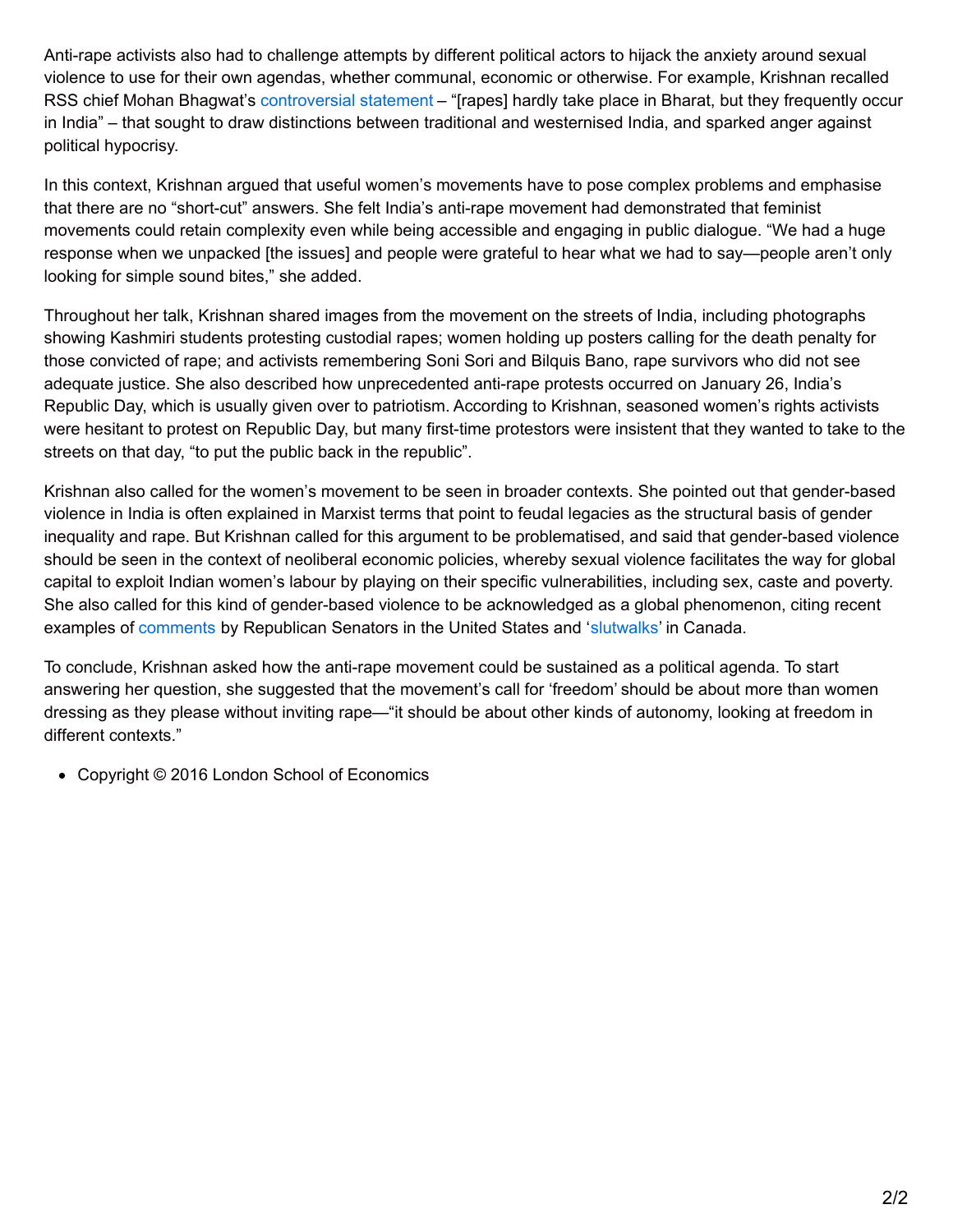Anti-rape activists also had to challenge attempts by different political actors to hijack the anxiety around sexual violence to use for their own agendas, whether communal, economic or otherwise. For example, Krishnan recalled RSS chief Mohan Bhagwat's controversial statement – "[rapes] hardly take place in Bharat, but they frequently occur in India" – that sought to draw distinctions between traditional and westernised India, and sparked anger against political hypocrisy.

In this context, Krishnan argued that useful women's movements have to pose complex problems and emphasise that there are no "short-cut" answers. She felt India's anti-rape movement had demonstrated that feminist movements could retain complexity even while being accessible and engaging in public dialogue. "We had a huge response when we unpacked [the issues] and people were grateful to hear what we had to say—people aren't only looking for simple sound bites," she added.

Throughout her talk, Krishnan shared images from the movement on the streets of India, including photographs showing Kashmiri students protesting custodial rapes; women holding up posters calling for the death penalty for those convicted of rape; and activists remembering Soni Sori and Bilquis Bano, rape survivors who did not see adequate justice. She also described how unprecedented anti-rape protests occurred on January 26, India's Republic Day, which is usually given over to patriotism. According to Krishnan, seasoned women's rights activists were hesitant to protest on Republic Day, but many first-time protestors were insistent that they wanted to take to the streets on that day, "to put the public back in the republic".

Krishnan also called for the women's movement to be seen in broader contexts. She pointed out that gender-based violence in India is often explained in Marxist terms that point to feudal legacies as the structural basis of gender inequality and rape. But Krishnan called for this argument to be problematised, and said that gender-based violence should be seen in the context of neoliberal economic policies, whereby sexual violence facilitates the way for global capital to exploit Indian women's labour by playing on their specific vulnerabilities, including sex, caste and poverty. She also called for this kind of gender-based violence to be acknowledged as a global phenomenon, citing recent examples of comments by Republican Senators in the United States and 'slutwalks' in Canada.

To conclude, Krishnan asked how the anti-rape movement could be sustained as a political agenda. To start answering her question, she suggested that the movement's call for 'freedom' should be about more than women dressing as they please without inviting rape—"it should be about other kinds of autonomy, looking at freedom in different contexts."

- Copyright © 2016 London School of Economics